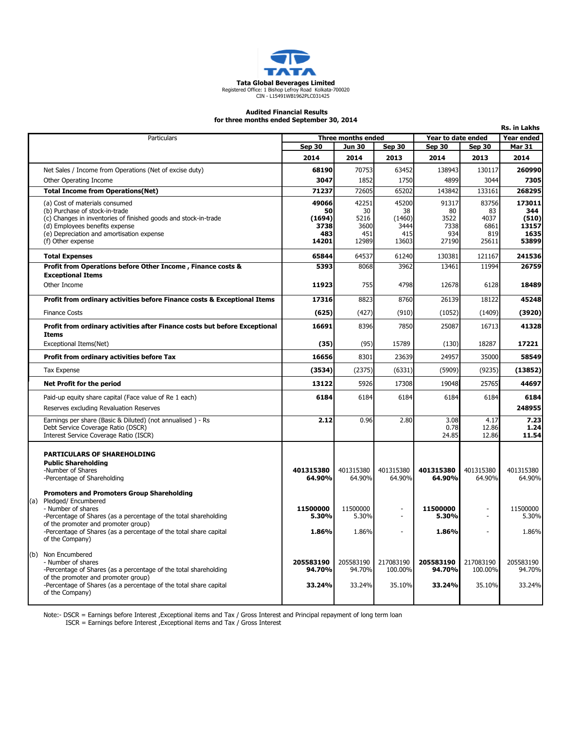**Tata Global Beverages Limited**
Registered Office: 1 Bishop Lefroy Road Kolkata-700020
CIN - L15491WB1962PLC031425

**Audited Financial Results**
**for three months ended September 30, 2014**

**Rs. in Lakhs**

| Particulars | Three months ended | | | Year to date ended | | Year ended |
|---|---|---|---|---|---|---|
| | Sep 30 2014 | Jun 30 2014 | Sep 30 2013 | Sep 30 2014 | Sep 30 2013 | Mar 31 2014 |
| Net Sales / Income from Operations (Net of excise duty) | **68190** | 70753 | 63452 | 138943 | 130117 | **260990** |
| Other Operating Income | **3047** | 1852 | 1750 | 4899 | 3044 | **7305** |
| **Total Income from Operations(Net)** | **71237** | 72605 | 65202 | 143842 | 133161 | **268295** |
| (a) Cost of materials consumed | **49066** | 42251 | 45200 | 91317 | 83756 | **173011** |
| (b) Purchase of stock-in-trade | **50** | 30 | 38 | 80 | 83 | **344** |
| (c) Changes in inventories of finished goods and stock-in-trade | **(1694)** | 5216 | (1460) | 3522 | 4037 | **(510)** |
| (d) Employees benefits expense | **3738** | 3600 | 3444 | 7338 | 6861 | **13157** |
| (e) Depreciation and amortisation expense | **483** | 451 | 415 | 934 | 819 | **1635** |
| (f) Other expense | **14201** | 12989 | 13603 | 27190 | 25611 | **53899** |
| **Total Expenses** | **65844** | 64537 | 61240 | 130381 | 121167 | **241536** |
| **Profit from Operations before Other Income , Finance costs & Exceptional Items** | **5393** | 8068 | 3962 | 13461 | 11994 | **26759** |
| Other Income | **11923** | 755 | 4798 | 12678 | 6128 | **18489** |
| **Profit from ordinary activities before Finance costs & Exceptional Items** | **17316** | 8823 | 8760 | 26139 | 18122 | **45248** |
| Finance Costs | **(625)** | (427) | (910) | (1052) | (1409) | **(3920)** |
| **Profit from ordinary activities after Finance costs but before Exceptional Items** | **16691** | 8396 | 7850 | 25087 | 16713 | **41328** |
| Exceptional Items(Net) | **(35)** | (95) | 15789 | (130) | 18287 | **17221** |
| **Profit from ordinary activities before Tax** | **16656** | 8301 | 23639 | 24957 | 35000 | **58549** |
| Tax Expense | **(3534)** | (2375) | (6331) | (5909) | (9235) | **(13852)** |
| **Net Profit for the period** | **13122** | 5926 | 17308 | 19048 | 25765 | **44697** |
| Paid-up equity share capital (Face value of Re 1 each) | **6184** | 6184 | 6184 | 6184 | 6184 | **6184** |
| Reserves excluding Revaluation Reserves | | | | | | **248955** |
| Earnings per share (Basic & Diluted) (not annualised ) - Rs | **2.12** | 0.96 | 2.80 | 3.08 | 4.17 | **7.23** |
| Debt Service Coverage Ratio (DSCR) | | | | 0.78 | 12.86 | **1.24** |
| Interest Service Coverage Ratio (ISCR) | | | | 24.85 | 12.86 | **11.54** |
| **PARTICULARS OF SHAREHOLDING** | | | | | | |
| **Public Shareholding** | | | | | | |
| -Number of Shares | **401315380** | 401315380 | 401315380 | **401315380** | 401315380 | 401315380 |
| -Percentage of Shareholding | **64.90%** | 64.90% | 64.90% | **64.90%** | 64.90% | 64.90% |
| **Promoters and Promoters Group Shareholding** | | | | | | |
| (a) Pledged/ Encumbered | | | | | | |
| - Number of shares | **11500000** | 11500000 | - | **11500000** | - | 11500000 |
| -Percentage of Shares (as a percentage of the total shareholding of the promoter and promoter group) | **5.30%** | 5.30% | - | **5.30%** | - | 5.30% |
| -Percentage of Shares (as a percentage of the total share capital of the Company) | **1.86%** | 1.86% | - | **1.86%** | - | 1.86% |
| (b) Non Encumbered | | | | | | |
| - Number of shares | **205583190** | 205583190 | 217083190 | **205583190** | 217083190 | 205583190 |
| -Percentage of Shares (as a percentage of the total shareholding of the promoter and promoter group) | **94.70%** | 94.70% | 100.00% | **94.70%** | 100.00% | 94.70% |
| -Percentage of Shares (as a percentage of the total share capital of the Company) | **33.24%** | 33.24% | 35.10% | **33.24%** | 35.10% | 33.24% |

Note:- DSCR = Earnings before Interest ,Exceptional items and Tax / Gross Interest and Principal repayment of long term loan
ISCR = Earnings before Interest ,Exceptional items and Tax / Gross Interest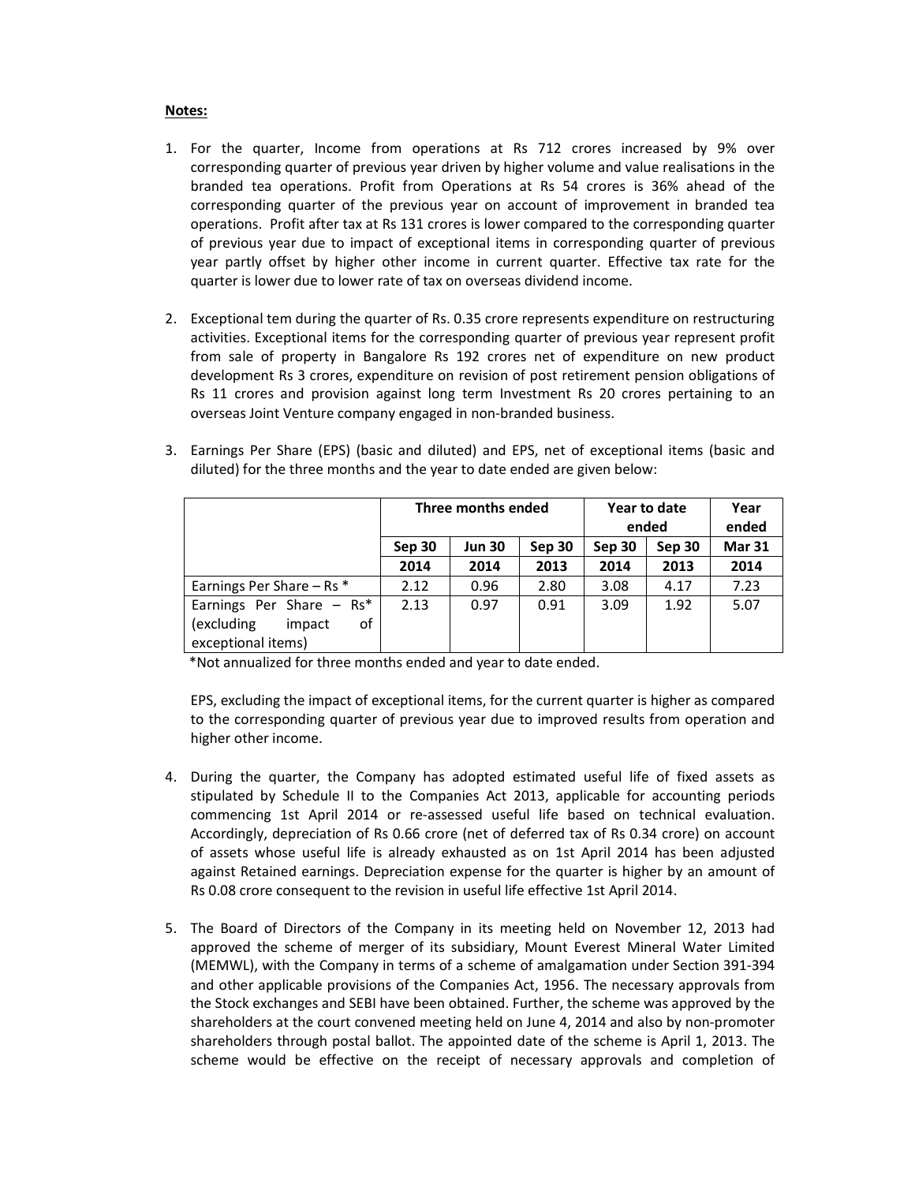**Notes:**

1. For the quarter, Income from operations at Rs 712 crores increased by 9% over corresponding quarter of previous year driven by higher volume and value realisations in the branded tea operations. Profit from Operations at Rs 54 crores is 36% ahead of the corresponding quarter of the previous year on account of improvement in branded tea operations. Profit after tax at Rs 131 crores is lower compared to the corresponding quarter of previous year due to impact of exceptional items in corresponding quarter of previous year partly offset by higher other income in current quarter. Effective tax rate for the quarter is lower due to lower rate of tax on overseas dividend income.

2. Exceptional tem during the quarter of Rs. 0.35 crore represents expenditure on restructuring activities. Exceptional items for the corresponding quarter of previous year represent profit from sale of property in Bangalore Rs 192 crores net of expenditure on new product development Rs 3 crores, expenditure on revision of post retirement pension obligations of Rs 11 crores and provision against long term Investment Rs 20 crores pertaining to an overseas Joint Venture company engaged in non-branded business.

3. Earnings Per Share (EPS) (basic and diluted) and EPS, net of exceptional items (basic and diluted) for the three months and the year to date ended are given below:

| | Three months ended | | | Year to date ended | | Year ended |
|---|---|---|---|---|---|---|
| | Sep 30 2014 | Jun 30 2014 | Sep 30 2013 | Sep 30 2014 | Sep 30 2013 | Mar 31 2014 |
| Earnings Per Share – Rs * | 2.12 | 0.96 | 2.80 | 3.08 | 4.17 | 7.23 |
| Earnings Per Share – Rs* (excluding impact of exceptional items) | 2.13 | 0.97 | 0.91 | 3.09 | 1.92 | 5.07 |

*Not annualized for three months ended and year to date ended.

EPS, excluding the impact of exceptional items, for the current quarter is higher as compared to the corresponding quarter of previous year due to improved results from operation and higher other income.

4. During the quarter, the Company has adopted estimated useful life of fixed assets as stipulated by Schedule II to the Companies Act 2013, applicable for accounting periods commencing 1st April 2014 or re-assessed useful life based on technical evaluation. Accordingly, depreciation of Rs 0.66 crore (net of deferred tax of Rs 0.34 crore) on account of assets whose useful life is already exhausted as on 1st April 2014 has been adjusted against Retained earnings. Depreciation expense for the quarter is higher by an amount of Rs 0.08 crore consequent to the revision in useful life effective 1st April 2014.

5. The Board of Directors of the Company in its meeting held on November 12, 2013 had approved the scheme of merger of its subsidiary, Mount Everest Mineral Water Limited (MEMWL), with the Company in terms of a scheme of amalgamation under Section 391-394 and other applicable provisions of the Companies Act, 1956. The necessary approvals from the Stock exchanges and SEBI have been obtained. Further, the scheme was approved by the shareholders at the court convened meeting held on June 4, 2014 and also by non-promoter shareholders through postal ballot. The appointed date of the scheme is April 1, 2013. The scheme would be effective on the receipt of necessary approvals and completion of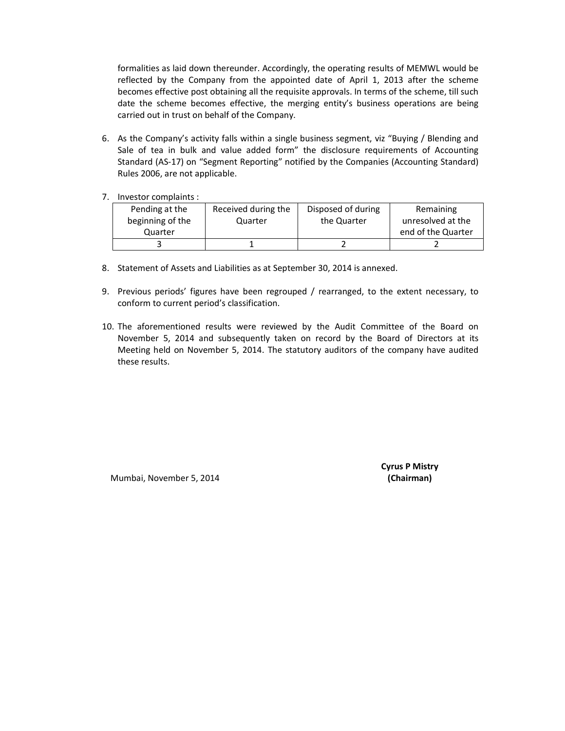formalities as laid down thereunder. Accordingly, the operating results of MEMWL would be reflected by the Company from the appointed date of April 1, 2013 after the scheme becomes effective post obtaining all the requisite approvals. In terms of the scheme, till such date the scheme becomes effective, the merging entity's business operations are being carried out in trust on behalf of the Company.

6. As the Company's activity falls within a single business segment, viz "Buying / Blending and Sale of tea in bulk and value added form" the disclosure requirements of Accounting Standard (AS-17) on "Segment Reporting" notified by the Companies (Accounting Standard) Rules 2006, are not applicable.

7. Investor complaints :

| Pending at the beginning of the Quarter | Received during the Quarter | Disposed of during the Quarter | Remaining unresolved at the end of the Quarter |
|---|---|---|---|
| 3 | 1 | 2 | 2 |

8. Statement of Assets and Liabilities as at September 30, 2014 is annexed.

9. Previous periods' figures have been regrouped / rearranged, to the extent necessary, to conform to current period's classification.

10. The aforementioned results were reviewed by the Audit Committee of the Board on November 5, 2014 and subsequently taken on record by the Board of Directors at its Meeting held on November 5, 2014. The statutory auditors of the company have audited these results.

Mumbai, November 5, 2014

**Cyrus P Mistry**
**(Chairman)**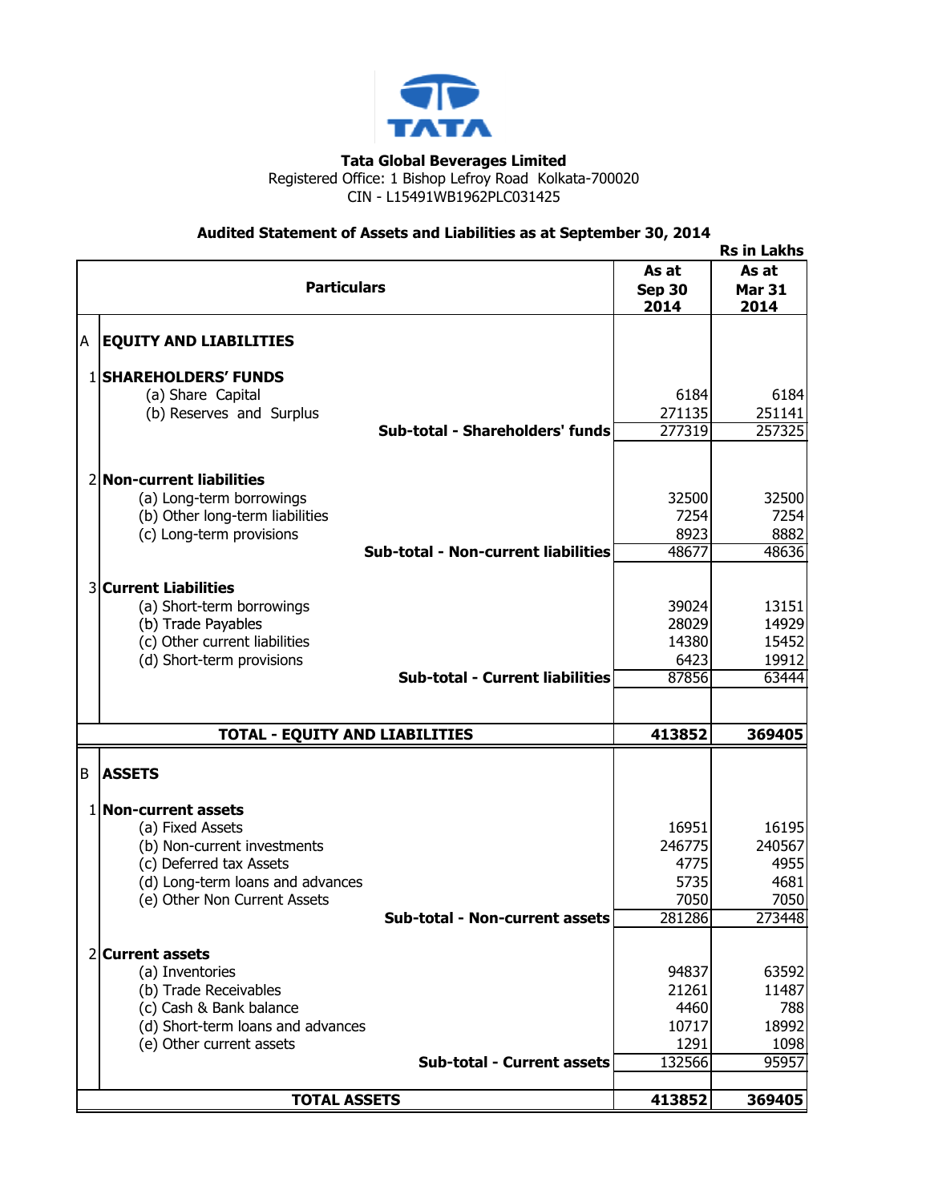**TATA**

**Tata Global Beverages Limited**

Registered Office: 1 Bishop Lefroy Road Kolkata-700020

CIN - L15491WB1962PLC031425

**Audited Statement of Assets and Liabilities as at September 30, 2014**

Rs in Lakhs

| | Particulars | As at Sep 30 2014 | As at Mar 31 2014 |
|---|---|---|---|
| A | **EQUITY AND LIABILITIES** | | |
| 1 | **SHAREHOLDERS' FUNDS** | | |
| | (a) Share Capital | 6184 | 6184 |
| | (b) Reserves and Surplus | 271135 | 251141 |
| | **Sub-total - Shareholders' funds** | 277319 | 257325 |
| 2 | **Non-current liabilities** | | |
| | (a) Long-term borrowings | 32500 | 32500 |
| | (b) Other long-term liabilities | 7254 | 7254 |
| | (c) Long-term provisions | 8923 | 8882 |
| | **Sub-total - Non-current liabilities** | 48677 | 48636 |
| 3 | **Current Liabilities** | | |
| | (a) Short-term borrowings | 39024 | 13151 |
| | (b) Trade Payables | 28029 | 14929 |
| | (c) Other current liabilities | 14380 | 15452 |
| | (d) Short-term provisions | 6423 | 19912 |
| | **Sub-total - Current liabilities** | 87856 | 63444 |
| | **TOTAL - EQUITY AND LIABILITIES** | **413852** | **369405** |
| B | **ASSETS** | | |
| 1 | **Non-current assets** | | |
| | (a) Fixed Assets | 16951 | 16195 |
| | (b) Non-current investments | 246775 | 240567 |
| | (c) Deferred tax Assets | 4775 | 4955 |
| | (d) Long-term loans and advances | 5735 | 4681 |
| | (e) Other Non Current Assets | 7050 | 7050 |
| | **Sub-total - Non-current assets** | 281286 | 273448 |
| 2 | **Current assets** | | |
| | (a) Inventories | 94837 | 63592 |
| | (b) Trade Receivables | 21261 | 11487 |
| | (c) Cash & Bank balance | 4460 | 788 |
| | (d) Short-term loans and advances | 10717 | 18992 |
| | (e) Other current assets | 1291 | 1098 |
| | **Sub-total - Current assets** | 132566 | 95957 |
| | **TOTAL ASSETS** | **413852** | **369405** |